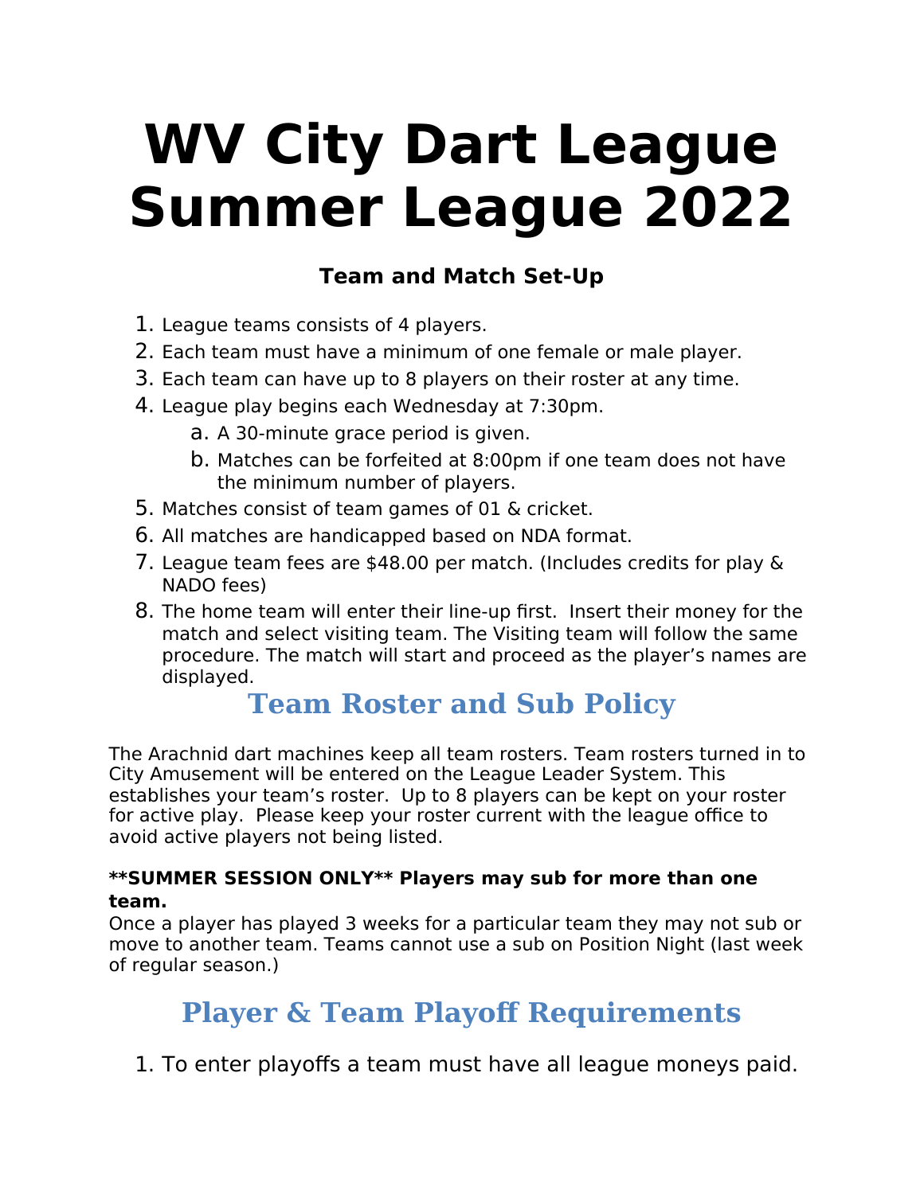# WV City Dart League Summer League 2022

### Team and Match Set-Up

1. League teams consists of 4 players.
2. Each team must have a minimum of one female or male player.
3. Each team can have up to 8 players on their roster at any time.
4. League play begins each Wednesday at 7:30pm.
   a. A 30-minute grace period is given.
   b. Matches can be forfeited at 8:00pm if one team does not have the minimum number of players.
5. Matches consist of team games of 01 & cricket.
6. All matches are handicapped based on NDA format.
7. League team fees are $48.00 per match. (Includes credits for play & NADO fees)
8. The home team will enter their line-up first. Insert their money for the match and select visiting team. The Visiting team will follow the same procedure. The match will start and proceed as the player's names are displayed.

## Team Roster and Sub Policy

The Arachnid dart machines keep all team rosters. Team rosters turned in to City Amusement will be entered on the League Leader System. This establishes your team's roster. Up to 8 players can be kept on your roster for active play. Please keep your roster current with the league office to avoid active players not being listed.

**\*\*SUMMER SESSION ONLY\*\* Players may sub for more than one team.**

Once a player has played 3 weeks for a particular team they may not sub or move to another team. Teams cannot use a sub on Position Night (last week of regular season.)

## Player & Team Playoff Requirements

1. To enter playoffs a team must have all league moneys paid.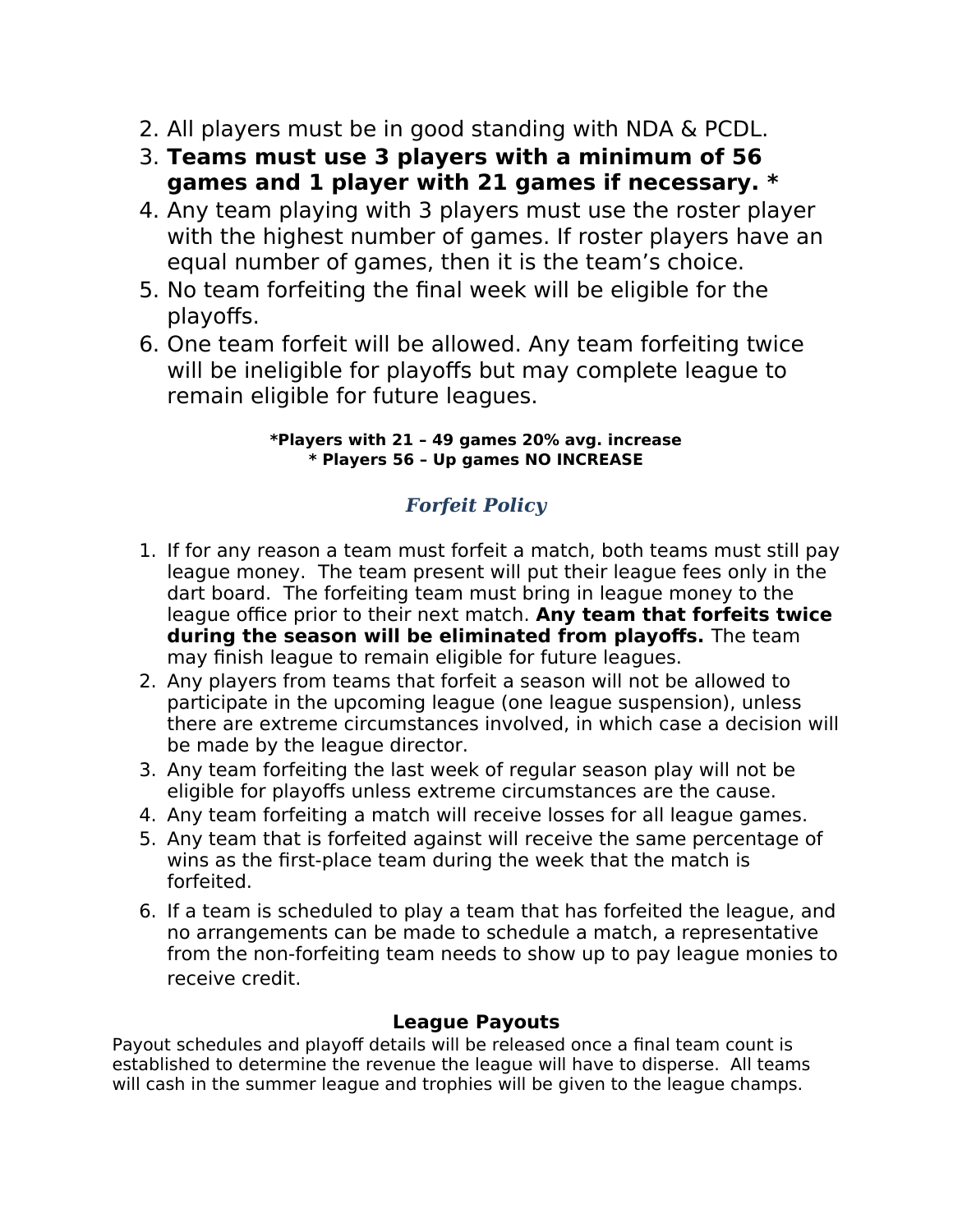2. All players must be in good standing with NDA & PCDL.
3. **Teams must use 3 players with a minimum of 56 games and 1 player with 21 games if necessary. ***
4. Any team playing with 3 players must use the roster player with the highest number of games. If roster players have an equal number of games, then it is the team's choice.
5. No team forfeiting the final week will be eligible for the playoffs.
6. One team forfeit will be allowed. Any team forfeiting twice will be ineligible for playoffs but may complete league to remain eligible for future leagues.

**\*Players with 21 – 49 games 20% avg. increase**
**\* Players 56 – Up games NO INCREASE**

## *Forfeit Policy*

1. If for any reason a team must forfeit a match, both teams must still pay league money. The team present will put their league fees only in the dart board. The forfeiting team must bring in league money to the league office prior to their next match. **Any team that forfeits twice during the season will be eliminated from playoffs.** The team may finish league to remain eligible for future leagues.
2. Any players from teams that forfeit a season will not be allowed to participate in the upcoming league (one league suspension), unless there are extreme circumstances involved, in which case a decision will be made by the league director.
3. Any team forfeiting the last week of regular season play will not be eligible for playoffs unless extreme circumstances are the cause.
4. Any team forfeiting a match will receive losses for all league games.
5. Any team that is forfeited against will receive the same percentage of wins as the first-place team during the week that the match is forfeited.
6. If a team is scheduled to play a team that has forfeited the league, and no arrangements can be made to schedule a match, a representative from the non-forfeiting team needs to show up to pay league monies to receive credit.

## League Payouts

Payout schedules and playoff details will be released once a final team count is established to determine the revenue the league will have to disperse. All teams will cash in the summer league and trophies will be given to the league champs.